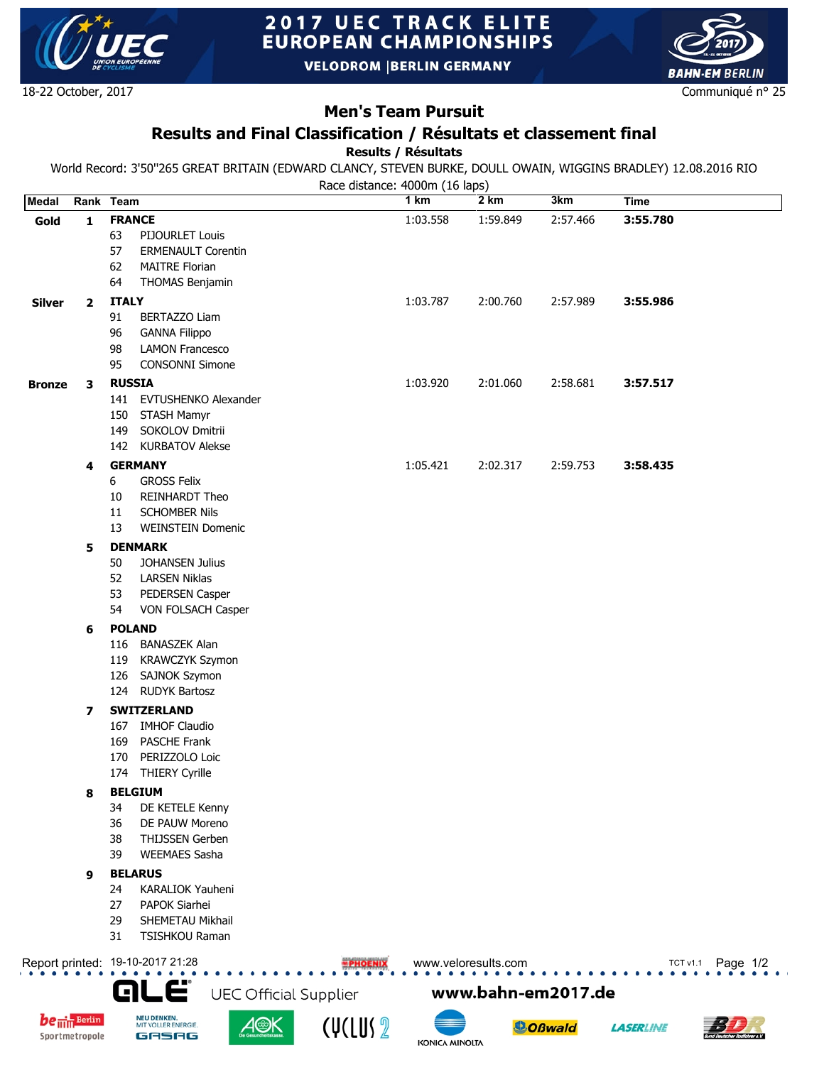# 2017 UEC TRACK ELITE EUROPEAN CHAMPIONSHIPS

VELODROM | BERLIN GERMANY

18-22 October, 2017

Communiqué n° 25

## Men's Team Pursuit

## Results and Final Classification / Résultats et classement final

**Results / Résultats**

World Record: 3'50''265 GREAT BRITAIN (EDWARD CLANCY, STEVEN BURKE, DOULL OWAIN, WIGGINS BRADLEY) 12.08.2016 RIO

Race distance: 4000m (16 laps)

| Medal | Rank | Team | 1 km | 2 km | 3km | Time |
|---|---|---|---|---|---|---|
| **Gold** | **1** | **FRANCE** | 1:03.558 | 1:59.849 | 2:57.466 | **3:55.780** |
| | | 63 PIJOURLET Louis | | | | |
| | | 57 ERMENAULT Corentin | | | | |
| | | 62 MAITRE Florian | | | | |
| | | 64 THOMAS Benjamin | | | | |
| **Silver** | **2** | **ITALY** | 1:03.787 | 2:00.760 | 2:57.989 | **3:55.986** |
| | | 91 BERTAZZO Liam | | | | |
| | | 96 GANNA Filippo | | | | |
| | | 98 LAMON Francesco | | | | |
| | | 95 CONSONNI Simone | | | | |
| **Bronze** | **3** | **RUSSIA** | 1:03.920 | 2:01.060 | 2:58.681 | **3:57.517** |
| | | 141 EVTUSHENKO Alexander | | | | |
| | | 150 STASH Mamyr | | | | |
| | | 149 SOKOLOV Dmitrii | | | | |
| | | 142 KURBATOV Alekse | | | | |
| | **4** | **GERMANY** | 1:05.421 | 2:02.317 | 2:59.753 | **3:58.435** |
| | | 6 GROSS Felix | | | | |
| | | 10 REINHARDT Theo | | | | |
| | | 11 SCHOMBER Nils | | | | |
| | | 13 WEINSTEIN Domenic | | | | |
| | **5** | **DENMARK** | | | | |
| | | 50 JOHANSEN Julius | | | | |
| | | 52 LARSEN Niklas | | | | |
| | | 53 PEDERSEN Casper | | | | |
| | | 54 VON FOLSACH Casper | | | | |
| | **6** | **POLAND** | | | | |
| | | 116 BANASZEK Alan | | | | |
| | | 119 KRAWCZYK Szymon | | | | |
| | | 126 SAJNOK Szymon | | | | |
| | | 124 RUDYK Bartosz | | | | |
| | **7** | **SWITZERLAND** | | | | |
| | | 167 IMHOF Claudio | | | | |
| | | 169 PASCHE Frank | | | | |
| | | 170 PERIZZOLO Loic | | | | |
| | | 174 THIERY Cyrille | | | | |
| | **8** | **BELGIUM** | | | | |
| | | 34 DE KETELE Kenny | | | | |
| | | 36 DE PAUW Moreno | | | | |
| | | 38 THIJSSEN Gerben | | | | |
| | | 39 WEEMAES Sasha | | | | |
| | **9** | **BELARUS** | | | | |
| | | 24 KARALIOK Yauheni | | | | |
| | | 27 PAPOK Siarhei | | | | |
| | | 29 SHEMETAU Mikhail | | | | |
| | | 31 TSISHKOU Raman | | | | |

Report printed: 19-10-2017 21:28

www.veloresults.com

TCT v1.1

UEC Official Supplier

www.bahn-em2017.de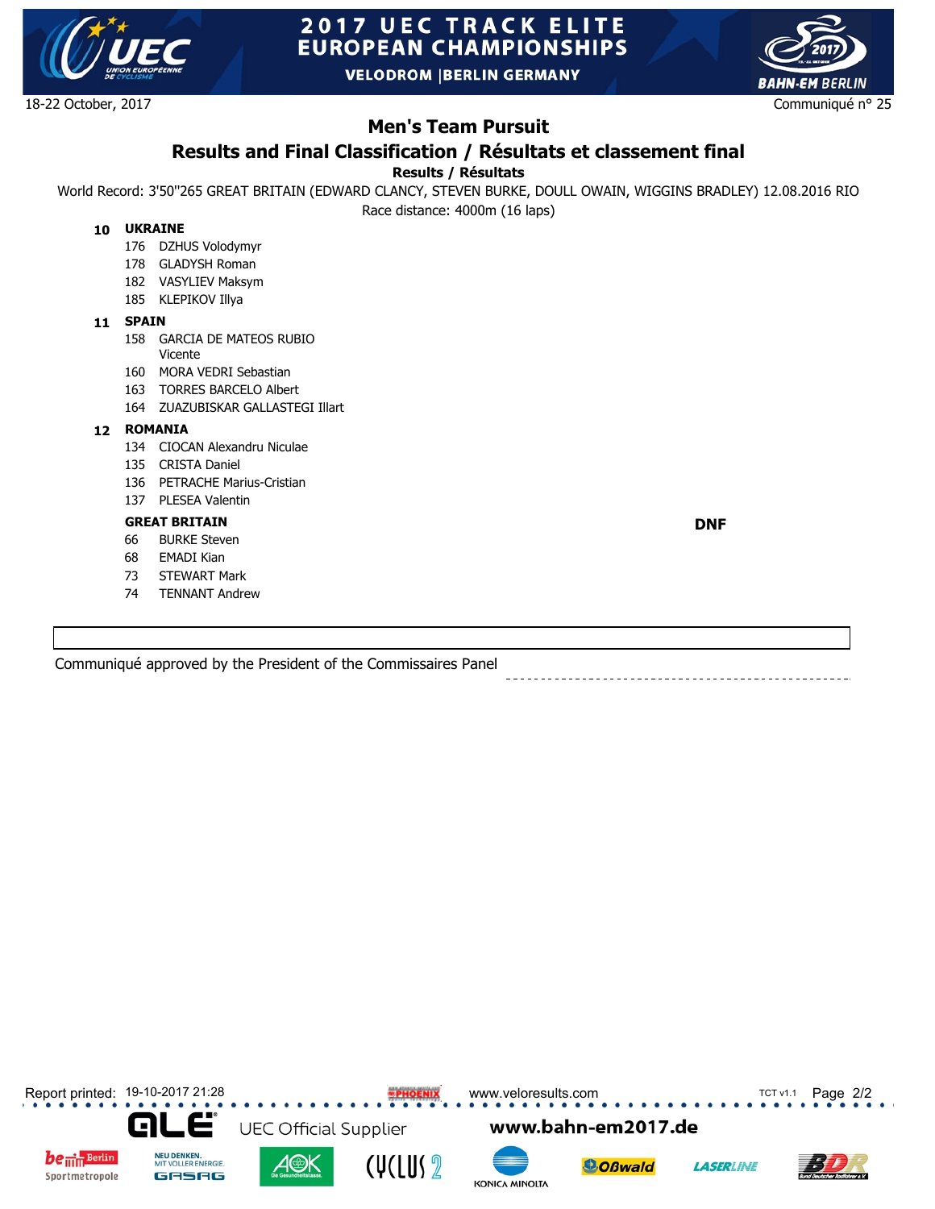# 2017 UEC TRACK ELITE EUROPEAN CHAMPIONSHIPS

VELODROM | BERLIN GERMANY

18-22 October, 2017

Communiqué n° 25

## Men's Team Pursuit

## Results and Final Classification / Résultats et classement final

**Results / Résultats**

World Record: 3'50''265 GREAT BRITAIN (EDWARD CLANCY, STEVEN BURKE, DOULL OWAIN, WIGGINS BRADLEY) 12.08.2016 RIO

Race distance: 4000m (16 laps)

| | | |
|---|---|---|
| **10** | **UKRAINE** | |
| | 176 DZHUS Volodymyr | |
| | 178 GLADYSH Roman | |
| | 182 VASYLIEV Maksym | |
| | 185 KLEPIKOV Illya | |
| **11** | **SPAIN** | |
| | 158 GARCIA DE MATEOS RUBIO Vicente | |
| | 160 MORA VEDRI Sebastian | |
| | 163 TORRES BARCELO Albert | |
| | 164 ZUAZUBISKAR GALLASTEGI Illart | |
| **12** | **ROMANIA** | |
| | 134 CIOCAN Alexandru Niculae | |
| | 135 CRISTA Daniel | |
| | 136 PETRACHE Marius-Cristian | |
| | 137 PLESEA Valentin | |
| | **GREAT BRITAIN** | **DNF** |
| | 66 BURKE Steven | |
| | 68 EMADI Kian | |
| | 73 STEWART Mark | |
| | 74 TENNANT Andrew | |

Communiqué approved by the President of the Commissaires Panel

Report printed: 19-10-2017 21:28

www.veloresults.com

TCT v1.1

UEC Official Supplier

www.bahn-em2017.de